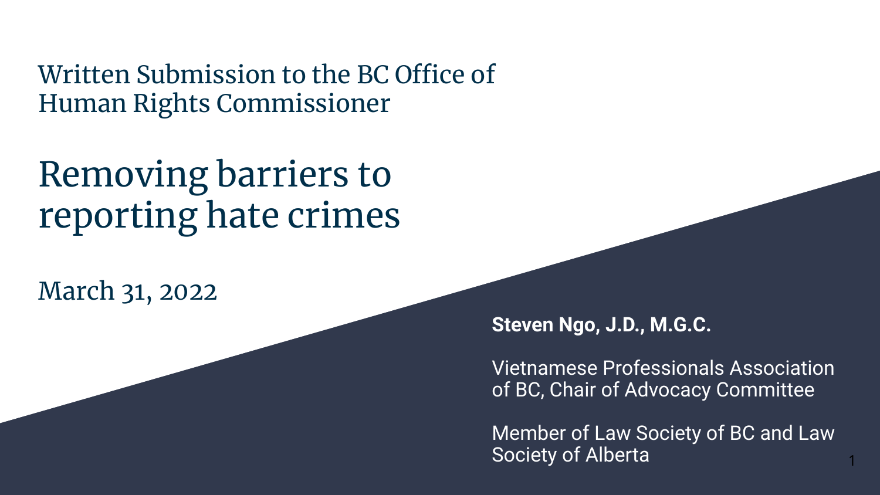Written Submission to the BC Office of Human Rights Commissioner

# Removing barriers to reporting hate crimes

March 31, 2022

**Steven Ngo, J.D., M.G.C.**

Vietnamese Professionals Association of BC, Chair of Advocacy Committee

Member of Law Society of BC and Law Society of Alberta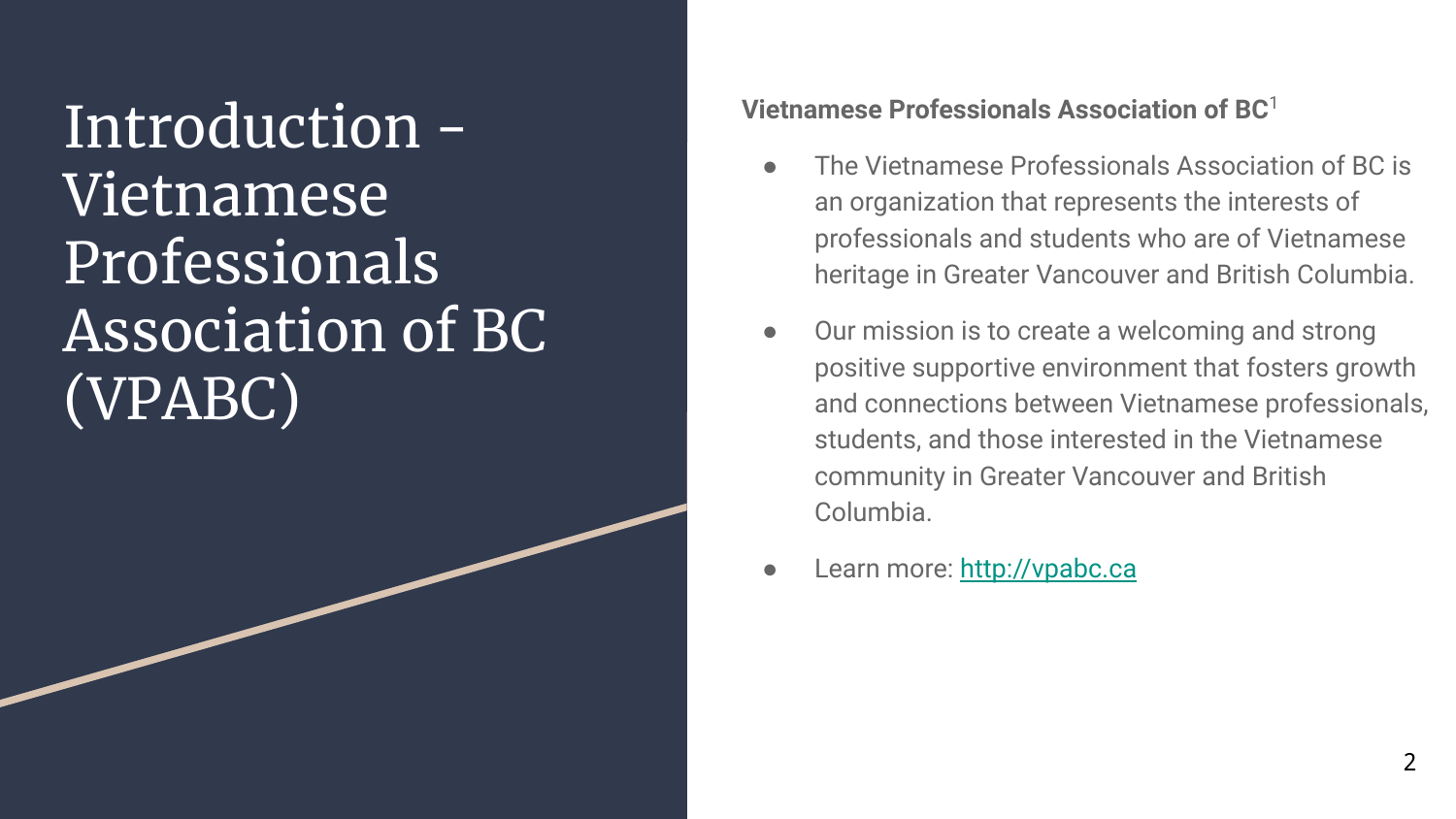# Introduction - Vietnamese Professionals Association of BC (VPABC)

**Vietnamese Professionals Association of BC**[1]

- The Vietnamese Professionals Association of BC is an organization that represents the interests of professionals and students who are of Vietnamese heritage in Greater Vancouver and British Columbia.
- Our mission is to create a welcoming and strong positive supportive environment that fosters growth and connections between Vietnamese professionals, students, and those interested in the Vietnamese community in Greater Vancouver and British Columbia.
- Learn more: [http://vpabc.ca](http://vpabc.ca)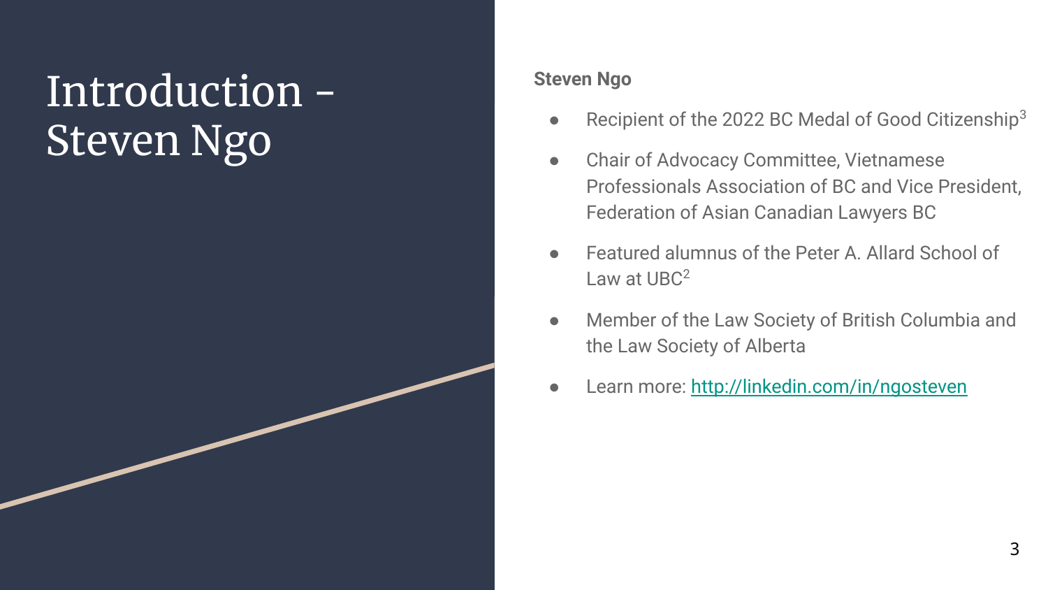# Introduction - Steven Ngo

**Steven Ngo**

- Recipient of the 2022 BC Medal of Good Citizenship[3]
- Chair of Advocacy Committee, Vietnamese Professionals Association of BC and Vice President, Federation of Asian Canadian Lawyers BC
- Featured alumnus of the Peter A. Allard School of Law at UBC[2]
- Member of the Law Society of British Columbia and the Law Society of Alberta
- Learn more: [http://linkedin.com/in/ngosteven](http://linkedin.com/in/ngosteven)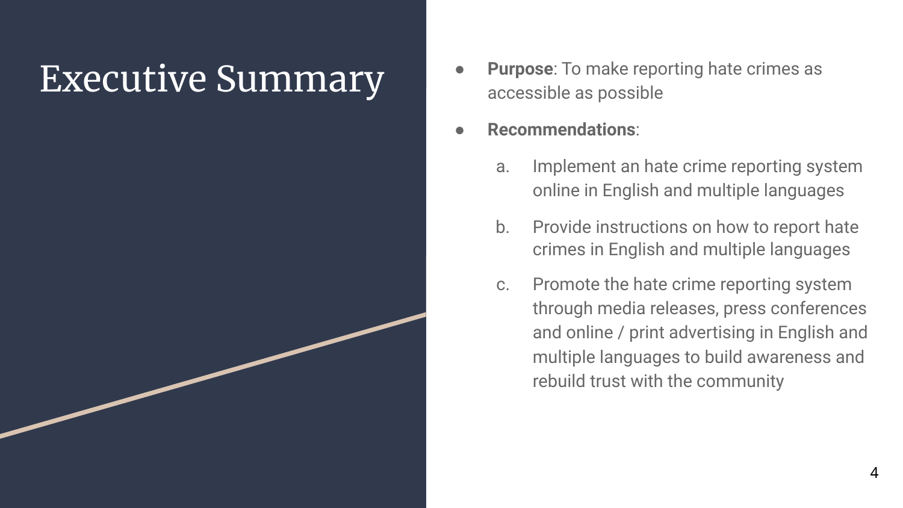# Executive Summary

- **Purpose**: To make reporting hate crimes as accessible as possible
- **Recommendations**:
  a. Implement an hate crime reporting system online in English and multiple languages
  b. Provide instructions on how to report hate crimes in English and multiple languages
  c. Promote the hate crime reporting system through media releases, press conferences and online / print advertising in English and multiple languages to build awareness and rebuild trust with the community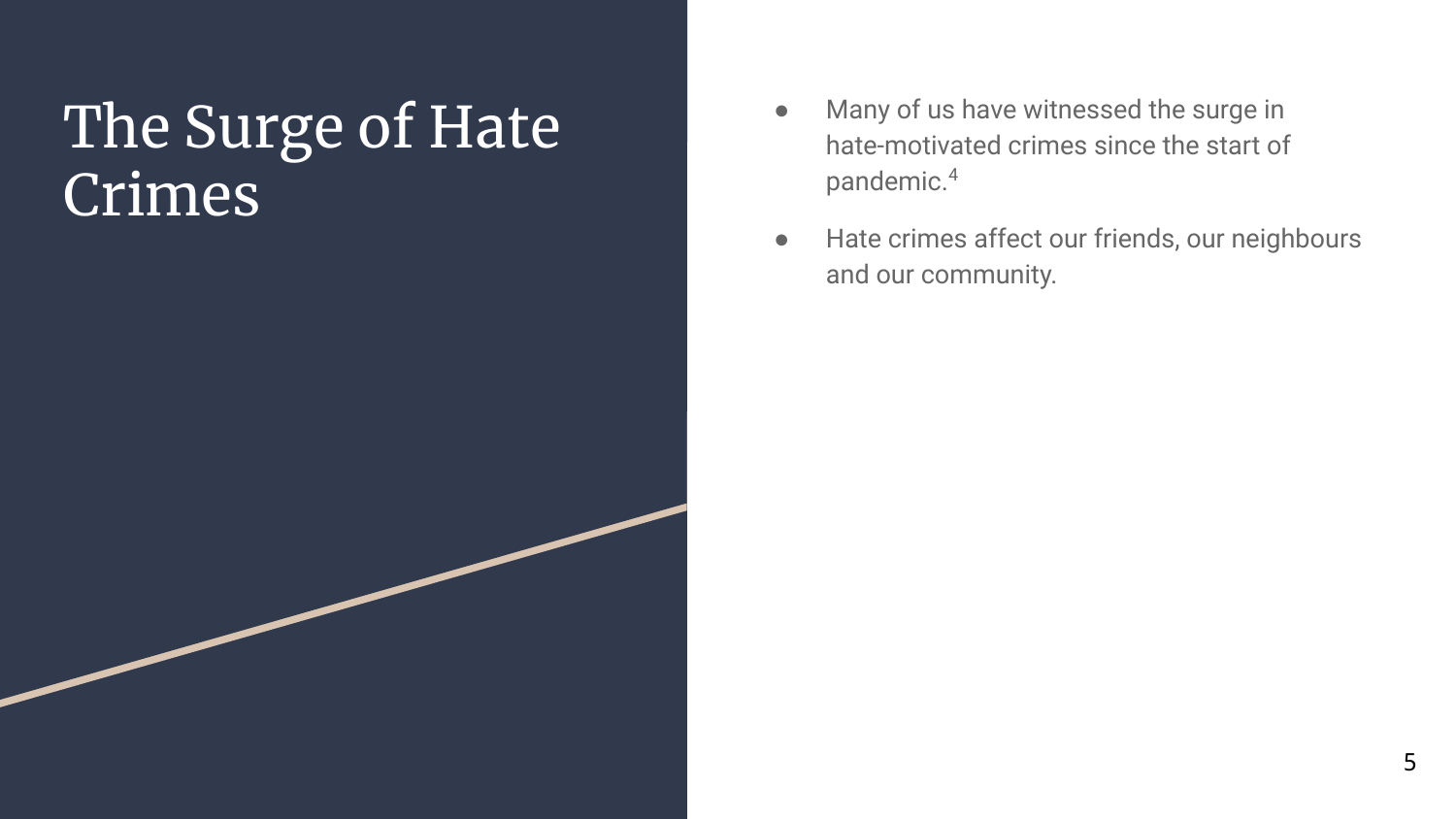# The Surge of Hate Crimes

- Many of us have witnessed the surge in hate-motivated crimes since the start of pandemic.[4]
- Hate crimes affect our friends, our neighbours and our community.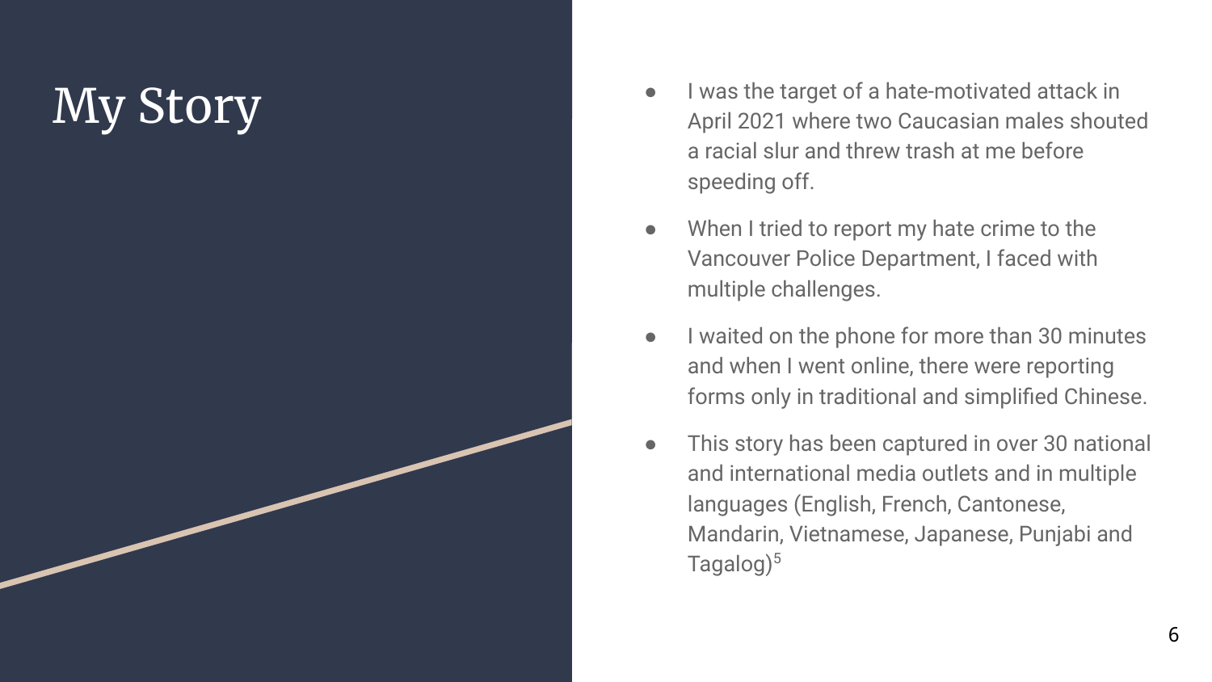# My Story

- I was the target of a hate-motivated attack in April 2021 where two Caucasian males shouted a racial slur and threw trash at me before speeding off.
- When I tried to report my hate crime to the Vancouver Police Department, I faced with multiple challenges.
- I waited on the phone for more than 30 minutes and when I went online, there were reporting forms only in traditional and simplified Chinese.
- This story has been captured in over 30 national and international media outlets and in multiple languages (English, French, Cantonese, Mandarin, Vietnamese, Japanese, Punjabi and Tagalog)[5]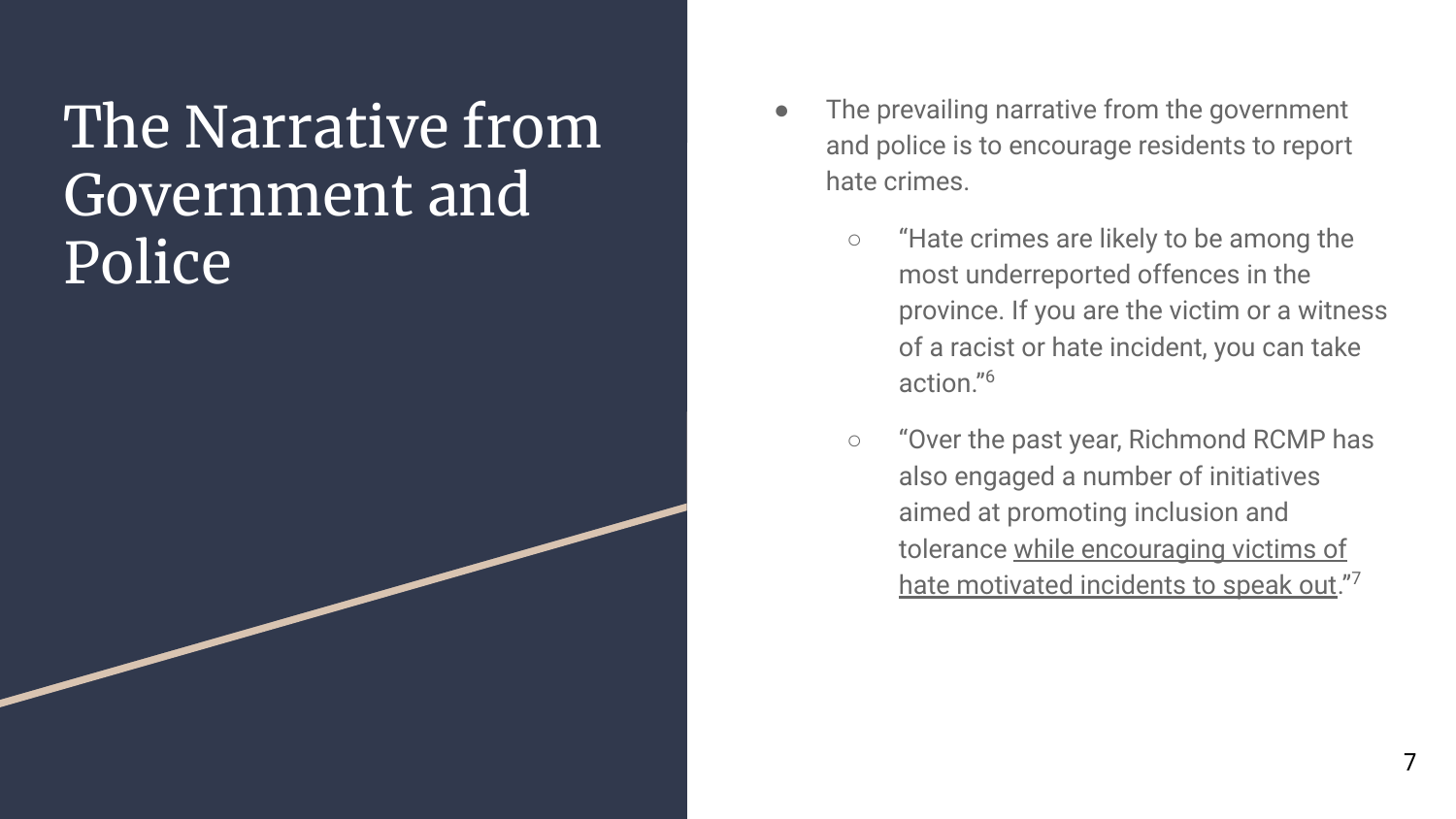# The Narrative from Government and Police

- The prevailing narrative from the government and police is to encourage residents to report hate crimes.
  - "Hate crimes are likely to be among the most underreported offences in the province. If you are the victim or a witness of a racist or hate incident, you can take action."[6]
  - "Over the past year, Richmond RCMP has also engaged a number of initiatives aimed at promoting inclusion and tolerance while encouraging victims of hate motivated incidents to speak out."[7]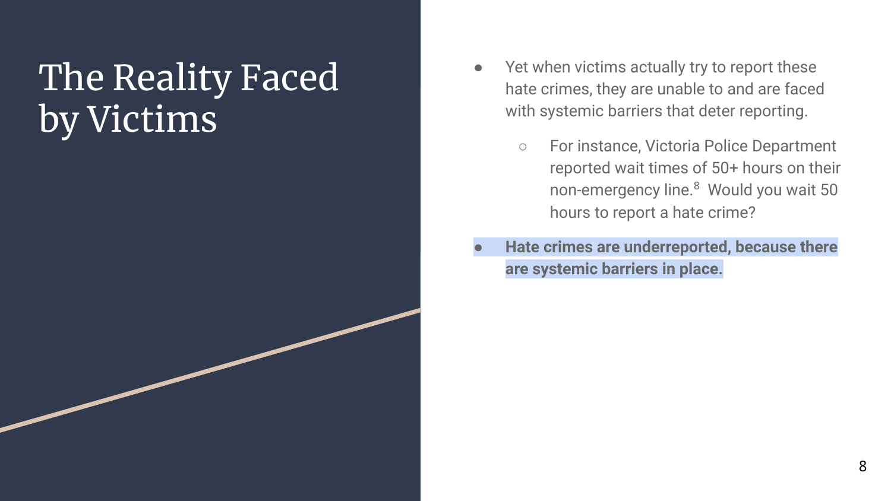# The Reality Faced by Victims

- Yet when victims actually try to report these hate crimes, they are unable to and are faced with systemic barriers that deter reporting.
  - For instance, Victoria Police Department reported wait times of 50+ hours on their non-emergency line.[8] Would you wait 50 hours to report a hate crime?
- **Hate crimes are underreported, because there are systemic barriers in place.**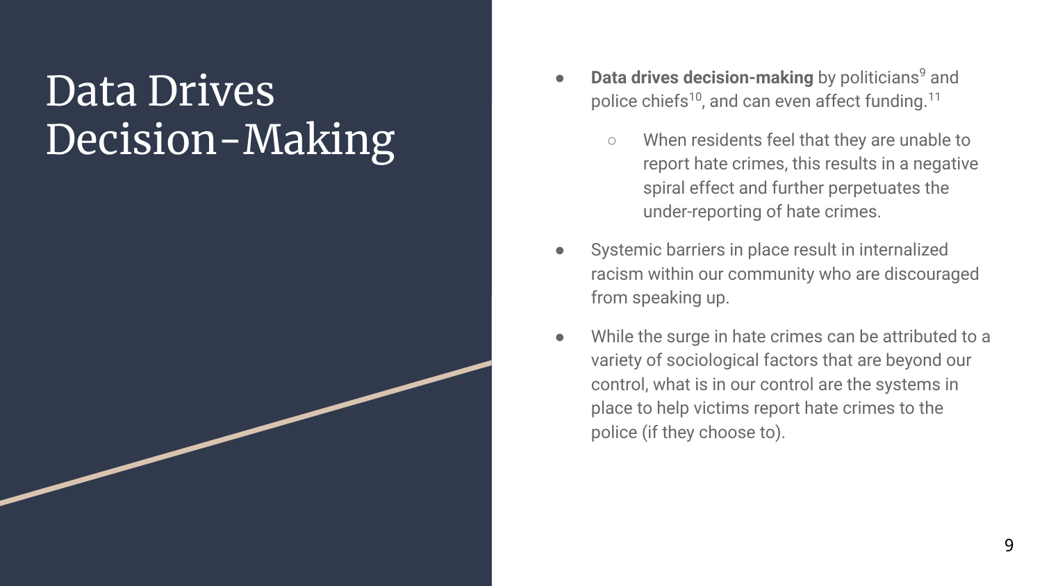# Data Drives Decision-Making

- **Data drives decision-making** by politicians[9] and police chiefs[10], and can even affect funding.[11]
  - When residents feel that they are unable to report hate crimes, this results in a negative spiral effect and further perpetuates the under-reporting of hate crimes.
- Systemic barriers in place result in internalized racism within our community who are discouraged from speaking up.
- While the surge in hate crimes can be attributed to a variety of sociological factors that are beyond our control, what is in our control are the systems in place to help victims report hate crimes to the police (if they choose to).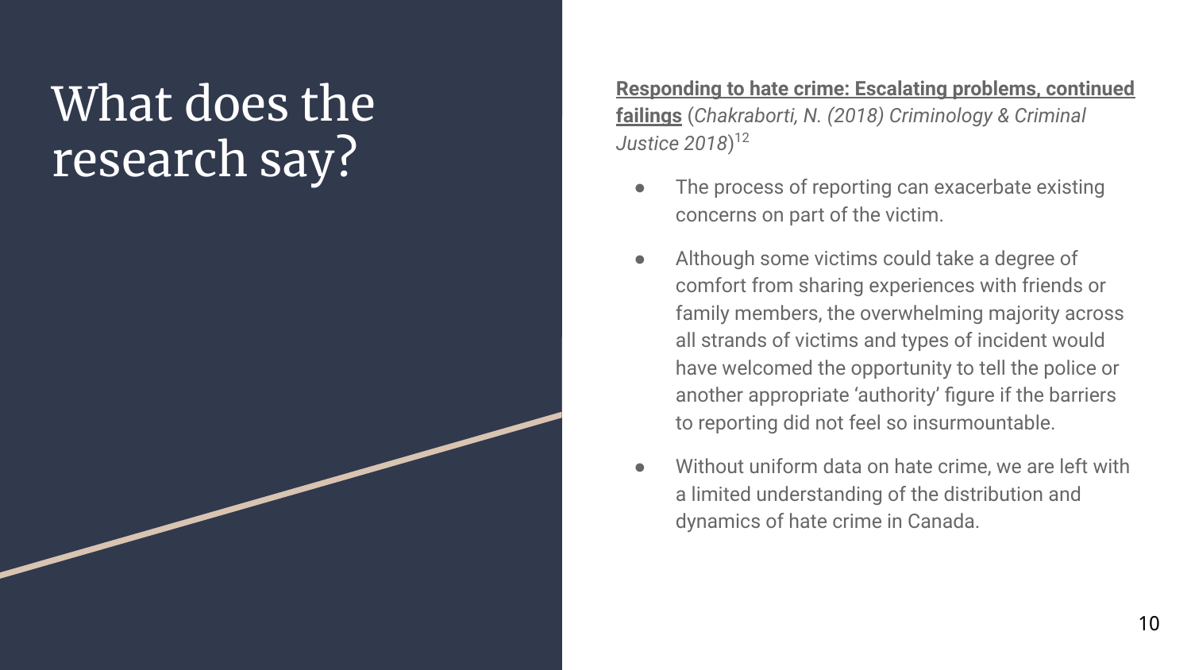# What does the research say?

**Responding to hate crime: Escalating problems, continued failings** (*Chakraborti, N. (2018) Criminology & Criminal Justice 2018*)[12]

- The process of reporting can exacerbate existing concerns on part of the victim.
- Although some victims could take a degree of comfort from sharing experiences with friends or family members, the overwhelming majority across all strands of victims and types of incident would have welcomed the opportunity to tell the police or another appropriate 'authority' figure if the barriers to reporting did not feel so insurmountable.
- Without uniform data on hate crime, we are left with a limited understanding of the distribution and dynamics of hate crime in Canada.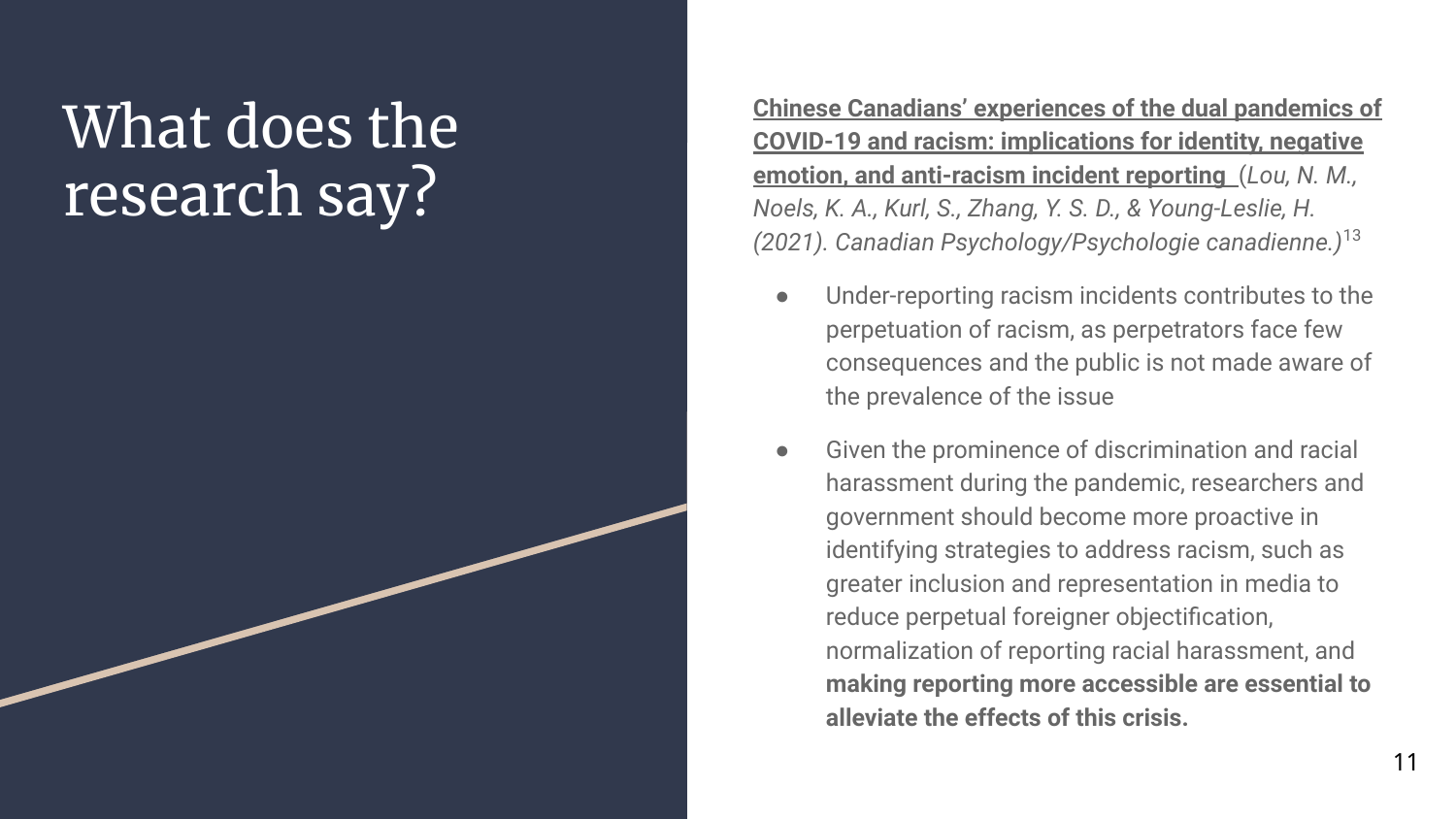# What does the research say?

**Chinese Canadians' experiences of the dual pandemics of COVID-19 and racism: implications for identity, negative emotion, and anti-racism incident reporting** (*Lou, N. M., Noels, K. A., Kurl, S., Zhang, Y. S. D., & Young-Leslie, H. (2021). Canadian Psychology/Psychologie canadienne.*)[13]

- Under-reporting racism incidents contributes to the perpetuation of racism, as perpetrators face few consequences and the public is not made aware of the prevalence of the issue
- Given the prominence of discrimination and racial harassment during the pandemic, researchers and government should become more proactive in identifying strategies to address racism, such as greater inclusion and representation in media to reduce perpetual foreigner objectification, normalization of reporting racial harassment, and **making reporting more accessible are essential to alleviate the effects of this crisis.**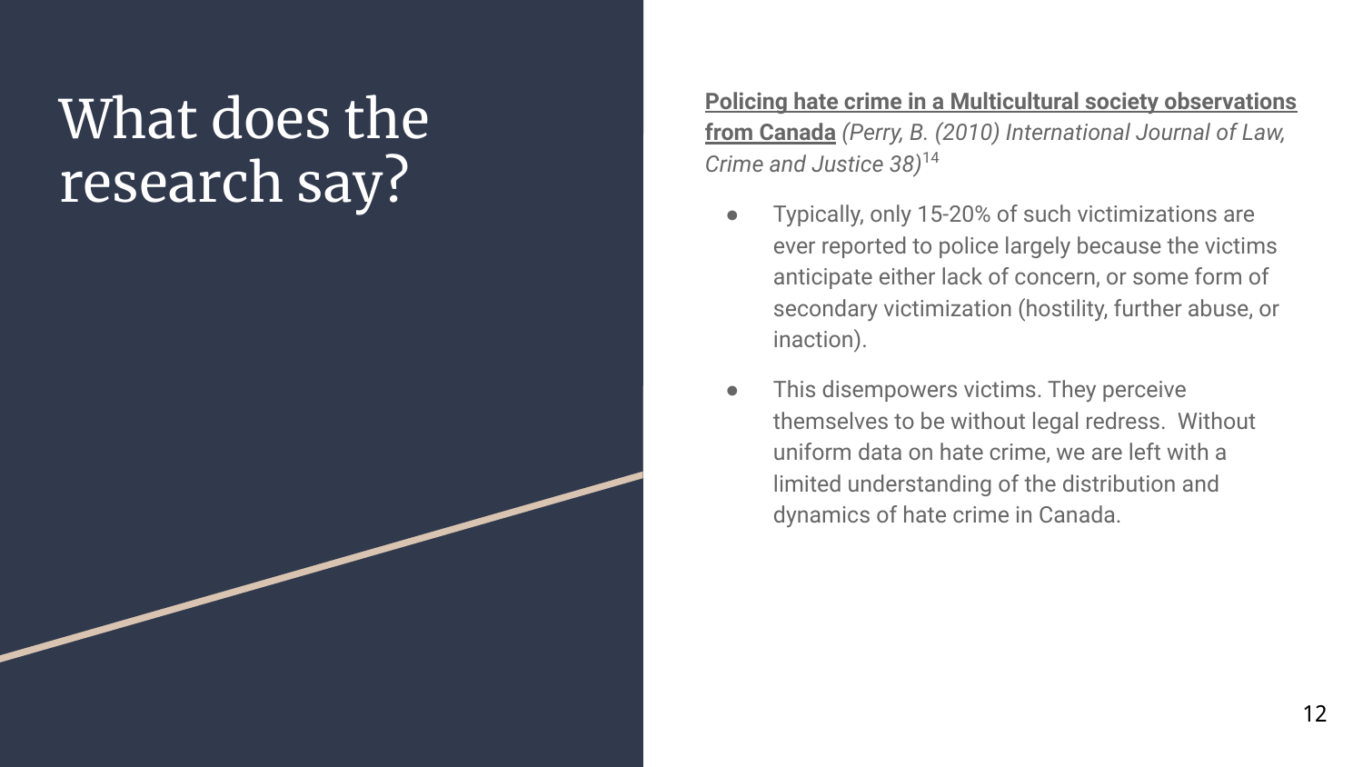# What does the research say?

**Policing hate crime in a Multicultural society observations from Canada** *(Perry, B. (2010) International Journal of Law, Crime and Justice 38)*[14]

- Typically, only 15-20% of such victimizations are ever reported to police largely because the victims anticipate either lack of concern, or some form of secondary victimization (hostility, further abuse, or inaction).
- This disempowers victims. They perceive themselves to be without legal redress. Without uniform data on hate crime, we are left with a limited understanding of the distribution and dynamics of hate crime in Canada.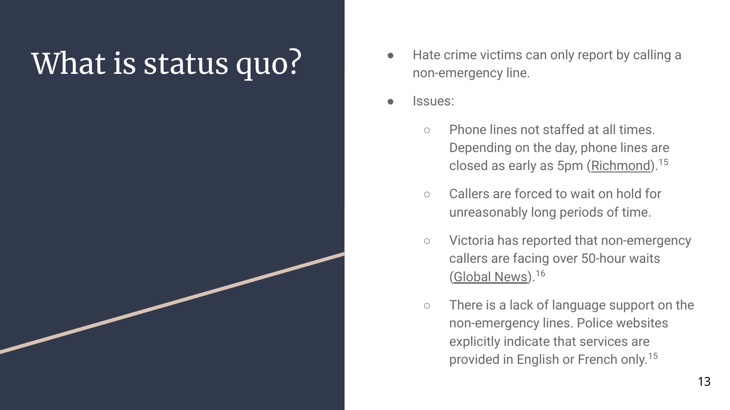# What is status quo?

- Hate crime victims can only report by calling a non-emergency line.
- Issues:
  - Phone lines not staffed at all times. Depending on the day, phone lines are closed as early as 5pm (Richmond).[15]
  - Callers are forced to wait on hold for unreasonably long periods of time.
  - Victoria has reported that non-emergency callers are facing over 50-hour waits (Global News).[16]
  - There is a lack of language support on the non-emergency lines. Police websites explicitly indicate that services are provided in English or French only.[15]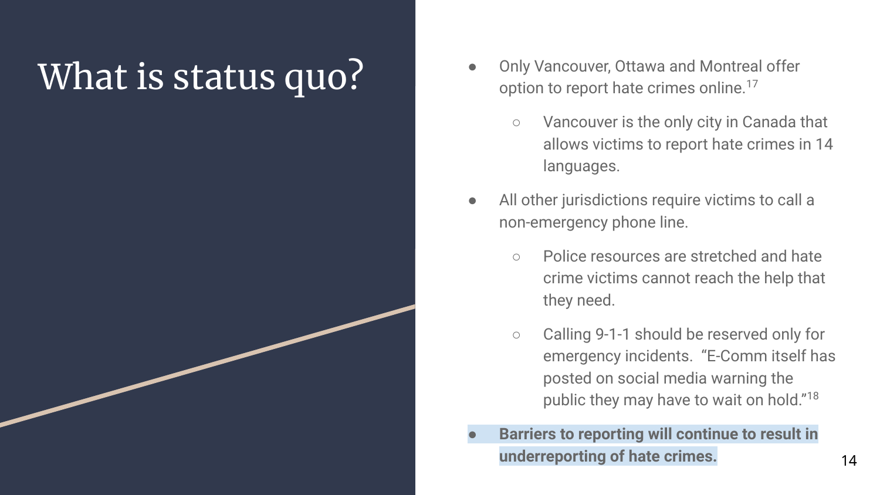# What is status quo?

- Only Vancouver, Ottawa and Montreal offer option to report hate crimes online.[17]
  - Vancouver is the only city in Canada that allows victims to report hate crimes in 14 languages.
- All other jurisdictions require victims to call a non-emergency phone line.
  - Police resources are stretched and hate crime victims cannot reach the help that they need.
  - Calling 9-1-1 should be reserved only for emergency incidents. "E-Comm itself has posted on social media warning the public they may have to wait on hold."[18]
- **Barriers to reporting will continue to result in underreporting of hate crimes.**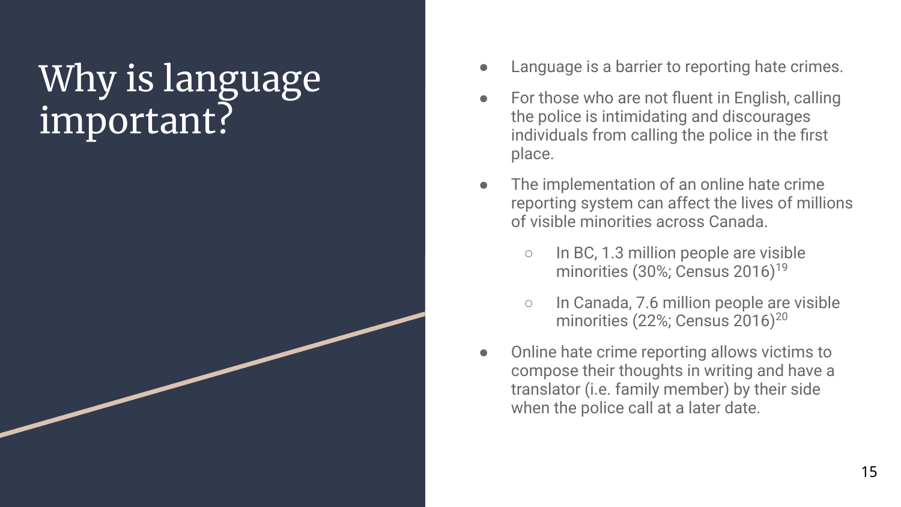# Why is language important?

- Language is a barrier to reporting hate crimes.
- For those who are not fluent in English, calling the police is intimidating and discourages individuals from calling the police in the first place.
- The implementation of an online hate crime reporting system can affect the lives of millions of visible minorities across Canada.
  - In BC, 1.3 million people are visible minorities (30%; Census 2016)[19]
  - In Canada, 7.6 million people are visible minorities (22%; Census 2016)[20]
- Online hate crime reporting allows victims to compose their thoughts in writing and have a translator (i.e. family member) by their side when the police call at a later date.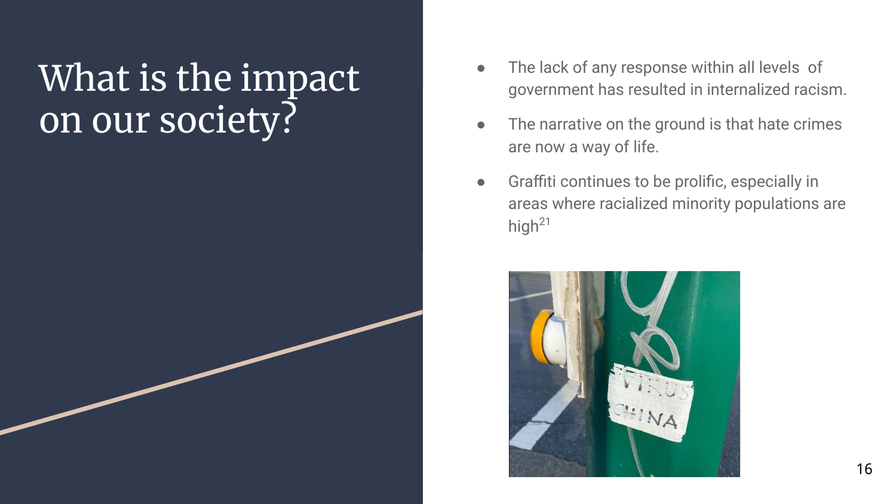# What is the impact on our society?

- The lack of any response within all levels of government has resulted in internalized racism.
- The narrative on the ground is that hate crimes are now a way of life.
- Graffiti continues to be prolific, especially in areas where racialized minority populations are high[21]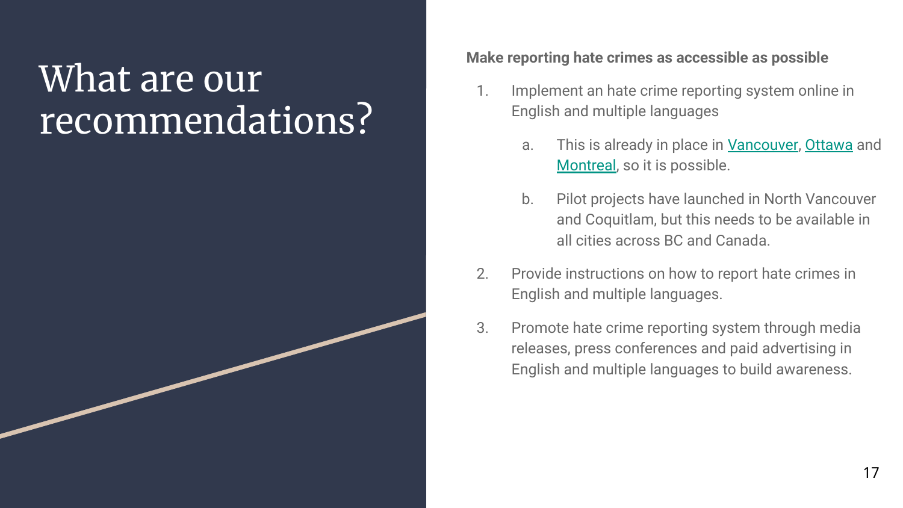# What are our recommendations?

**Make reporting hate crimes as accessible as possible**

1. Implement an hate crime reporting system online in English and multiple languages
   a. This is already in place in Vancouver, Ottawa and Montreal, so it is possible.
   b. Pilot projects have launched in North Vancouver and Coquitlam, but this needs to be available in all cities across BC and Canada.
2. Provide instructions on how to report hate crimes in English and multiple languages.
3. Promote hate crime reporting system through media releases, press conferences and paid advertising in English and multiple languages to build awareness.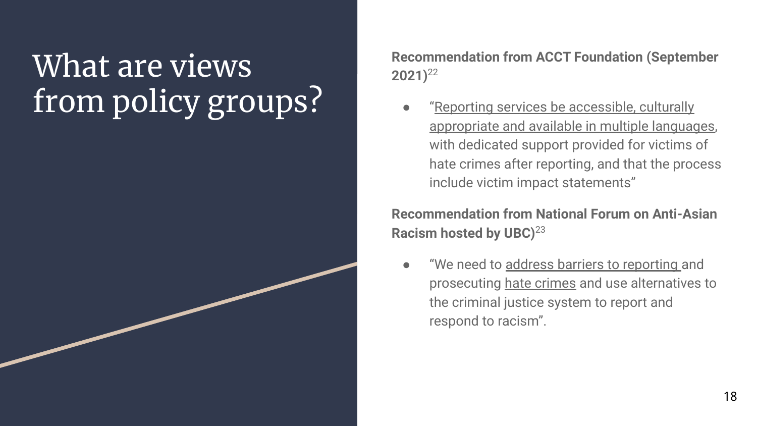# What are views from policy groups?

**Recommendation from ACCT Foundation (September 2021)**[22]

- "Reporting services be accessible, culturally appropriate and available in multiple languages, with dedicated support provided for victims of hate crimes after reporting, and that the process include victim impact statements"

**Recommendation from National Forum on Anti-Asian Racism hosted by UBC)**[23]

- "We need to address barriers to reporting and prosecuting hate crimes and use alternatives to the criminal justice system to report and respond to racism".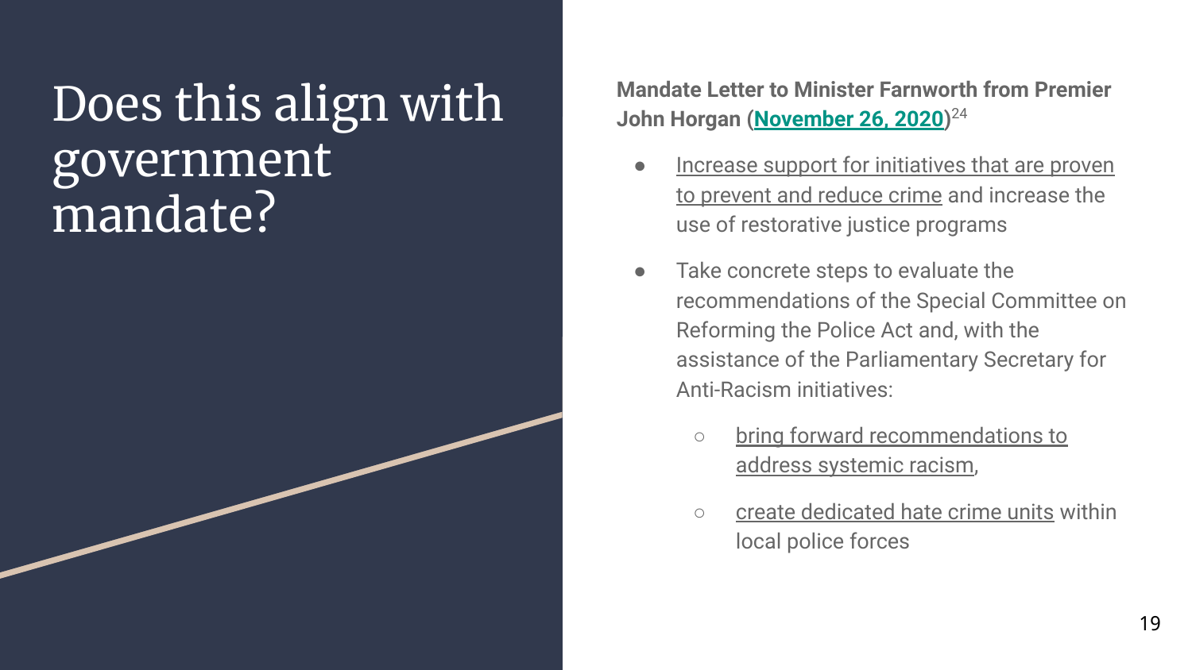# Does this align with government mandate?

**Mandate Letter to Minister Farnworth from Premier John Horgan (November 26, 2020)**[24]

- Increase support for initiatives that are proven to prevent and reduce crime and increase the use of restorative justice programs
- Take concrete steps to evaluate the recommendations of the Special Committee on Reforming the Police Act and, with the assistance of the Parliamentary Secretary for Anti-Racism initiatives:
  - bring forward recommendations to address systemic racism,
  - create dedicated hate crime units within local police forces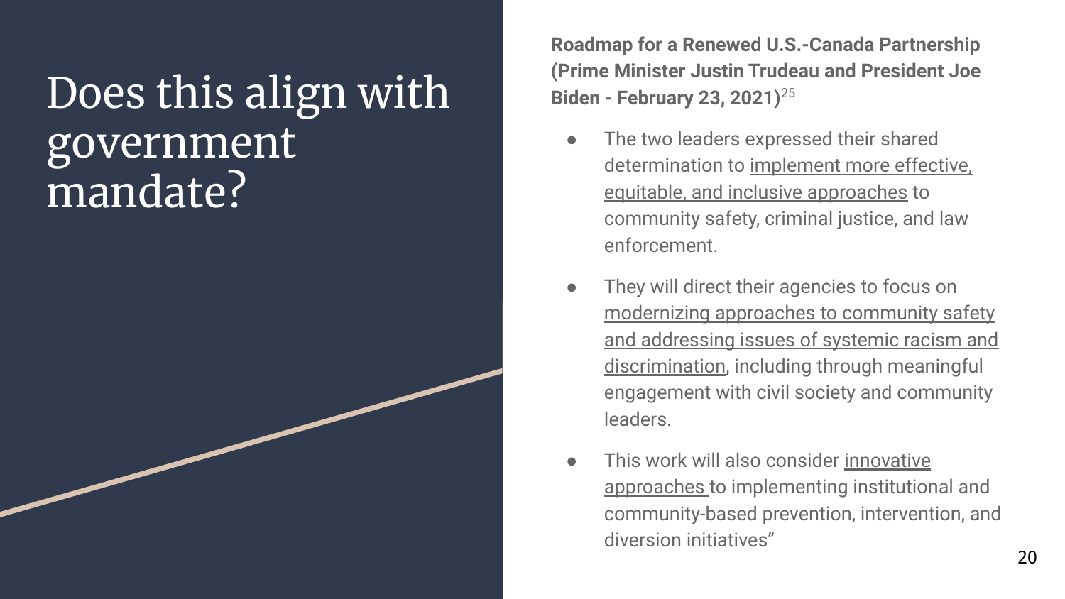# Does this align with government mandate?

**Roadmap for a Renewed U.S.-Canada Partnership (Prime Minister Justin Trudeau and President Joe Biden - February 23, 2021)**[25]

- The two leaders expressed their shared determination to implement more effective, equitable, and inclusive approaches to community safety, criminal justice, and law enforcement.
- They will direct their agencies to focus on modernizing approaches to community safety and addressing issues of systemic racism and discrimination, including through meaningful engagement with civil society and community leaders.
- This work will also consider innovative approaches to implementing institutional and community-based prevention, intervention, and diversion initiatives"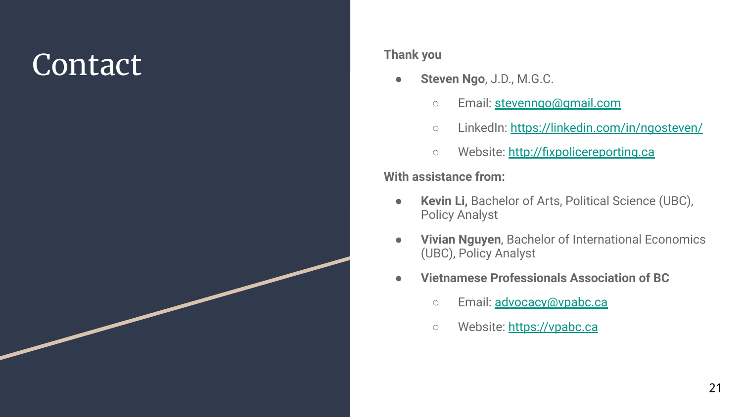# Contact

**Thank you**

- **Steven Ngo**, J.D., M.G.C.
  - Email: stevenngo@gmail.com
  - LinkedIn: https://linkedin.com/in/ngosteven/
  - Website: http://fixpolicereporting.ca

**With assistance from:**

- **Kevin Li,** Bachelor of Arts, Political Science (UBC), Policy Analyst
- **Vivian Nguyen**, Bachelor of International Economics (UBC), Policy Analyst
- **Vietnamese Professionals Association of BC**
  - Email: advocacy@vpabc.ca
  - Website: https://vpabc.ca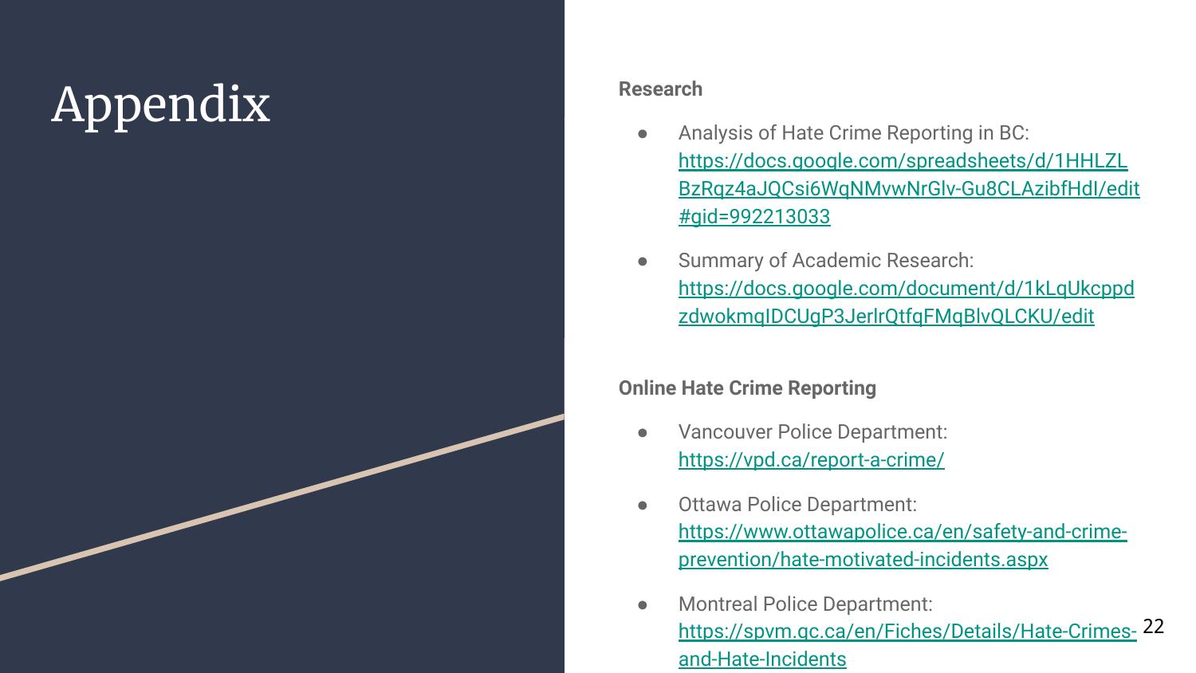# Appendix

**Research**

- Analysis of Hate Crime Reporting in BC: https://docs.google.com/spreadsheets/d/1HHLZLBzRqz4aJQCsi6WqNMvwNrGlv-Gu8CLAzibfHdI/edit#gid=992213033
- Summary of Academic Research: https://docs.google.com/document/d/1kLqUkcppdzdwokmqIDCUgP3JerlrQtfqFMqBlvQLCKU/edit

**Online Hate Crime Reporting**

- Vancouver Police Department: https://vpd.ca/report-a-crime/
- Ottawa Police Department: https://www.ottawapolice.ca/en/safety-and-crime-prevention/hate-motivated-incidents.aspx
- Montreal Police Department: https://spvm.qc.ca/en/Fiches/Details/Hate-Crimes-and-Hate-Incidents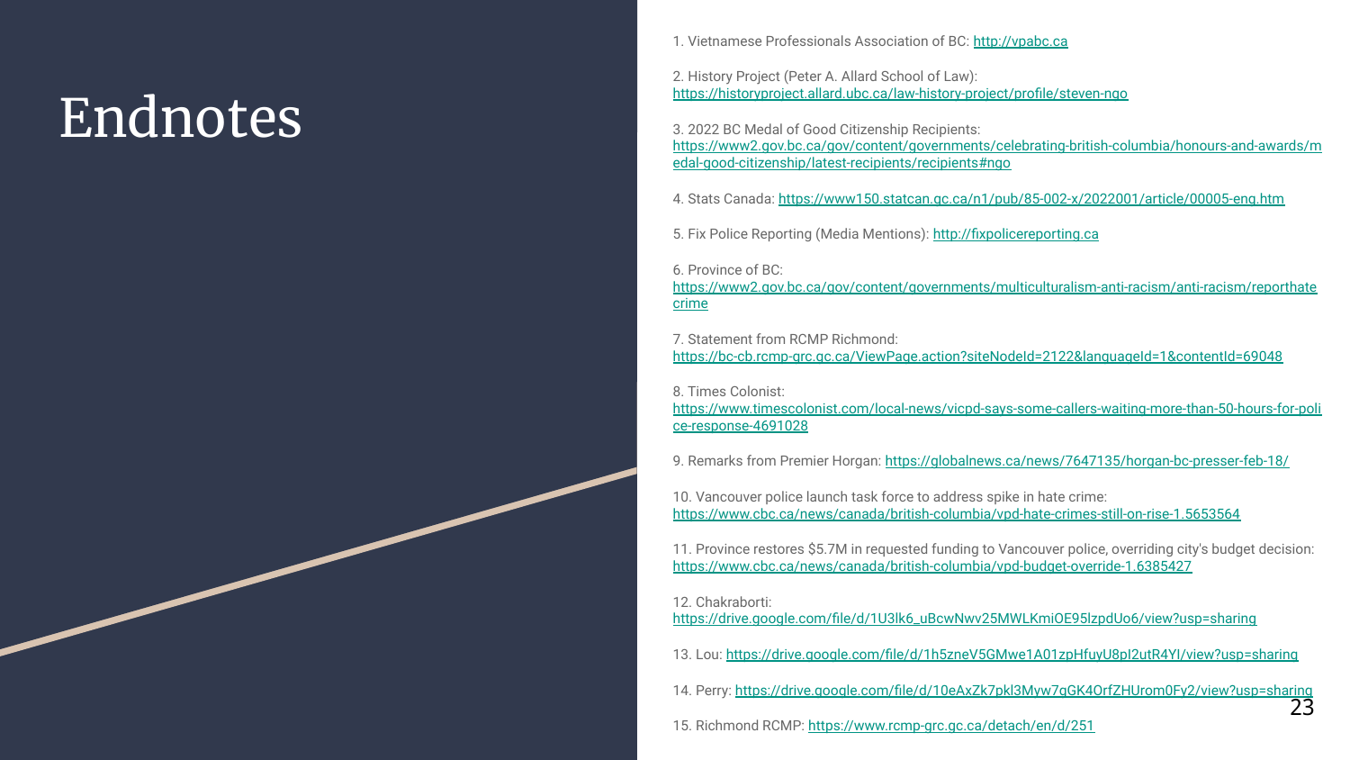# Endnotes

1. Vietnamese Professionals Association of BC: http://vpabc.ca

2. History Project (Peter A. Allard School of Law): https://historyproject.allard.ubc.ca/law-history-project/profile/steven-ngo

3. 2022 BC Medal of Good Citizenship Recipients: https://www2.gov.bc.ca/gov/content/governments/celebrating-british-columbia/honours-and-awards/medal-good-citizenship/latest-recipients/recipients#ngo

4. Stats Canada: https://www150.statcan.gc.ca/n1/pub/85-002-x/2022001/article/00005-eng.htm

5. Fix Police Reporting (Media Mentions): http://fixpolicereporting.ca

6. Province of BC: https://www2.gov.bc.ca/gov/content/governments/multiculturalism-anti-racism/anti-racism/reporthatecrime

7. Statement from RCMP Richmond: https://bc-cb.rcmp-grc.gc.ca/ViewPage.action?siteNodeId=2122&languageId=1&contentId=69048

8. Times Colonist: https://www.timescolonist.com/local-news/vicpd-says-some-callers-waiting-more-than-50-hours-for-police-response-4691028

9. Remarks from Premier Horgan: https://globalnews.ca/news/7647135/horgan-bc-presser-feb-18/

10. Vancouver police launch task force to address spike in hate crime: https://www.cbc.ca/news/canada/british-columbia/vpd-hate-crimes-still-on-rise-1.5653564

11. Province restores $5.7M in requested funding to Vancouver police, overriding city's budget decision: https://www.cbc.ca/news/canada/british-columbia/vpd-budget-override-1.6385427

12. Chakraborti: https://drive.google.com/file/d/1U3lk6_uBcwNwv25MWLKmiOE95lzpdUo6/view?usp=sharing

13. Lou: https://drive.google.com/file/d/1h5zneV5GMwe1A01zpHfuyU8pI2utR4YI/view?usp=sharing

14. Perry: https://drive.google.com/file/d/10eAxZk7pkl3Myw7qGK4OrfZHUrom0Fy2/view?usp=sharing

15. Richmond RCMP: https://www.rcmp-grc.gc.ca/detach/en/d/251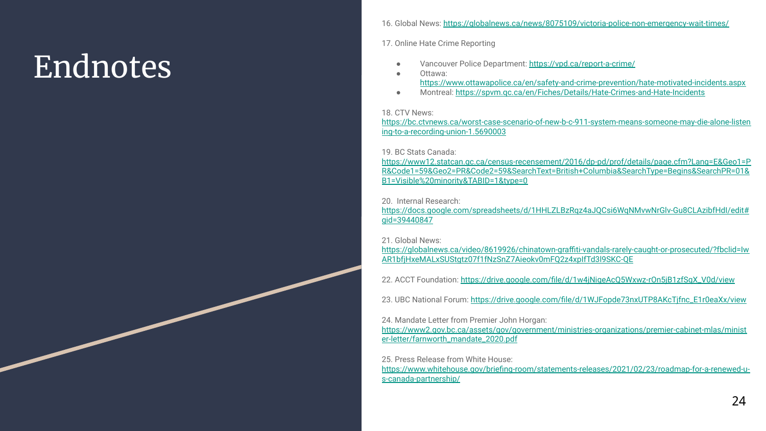# Endnotes

16. Global News: https://globalnews.ca/news/8075109/victoria-police-non-emergency-wait-times/

17. Online Hate Crime Reporting

- Vancouver Police Department: https://vpd.ca/report-a-crime/
- Ottawa: https://www.ottawapolice.ca/en/safety-and-crime-prevention/hate-motivated-incidents.aspx
- Montreal: https://spvm.qc.ca/en/Fiches/Details/Hate-Crimes-and-Hate-Incidents

18. CTV News: https://bc.ctvnews.ca/worst-case-scenario-of-new-b-c-911-system-means-someone-may-die-alone-listening-to-a-recording-union-1.5690003

19. BC Stats Canada: https://www12.statcan.gc.ca/census-recensement/2016/dp-pd/prof/details/page.cfm?Lang=E&Geo1=PR&Code1=59&Geo2=PR&Code2=59&SearchText=British+Columbia&SearchType=Begins&SearchPR=01&B1=Visible%20minority&TABID=1&type=0

20. Internal Research: https://docs.google.com/spreadsheets/d/1HHLZLBzRqz4aJQCsi6WqNMvwNrGlv-Gu8CLAzibfHdI/edit#gid=39440847

21. Global News: https://globalnews.ca/video/8619926/chinatown-graffiti-vandals-rarely-caught-or-prosecuted/?fbclid=IwAR1bfjHxeMALxSUStgtz07f1fNzSnZ7Aieokv0mFQ2z4xpIfTd3I9SKC-QE

22. ACCT Foundation: https://drive.google.com/file/d/1w4jNigeAcQ5Wxwz-rOn5jB1zfSqX_V0d/view

23. UBC National Forum: https://drive.google.com/file/d/1WJFopde73nxUTP8AKcTjfnc_E1r0eaXx/view

24. Mandate Letter from Premier John Horgan: https://www2.gov.bc.ca/assets/gov/government/ministries-organizations/premier-cabinet-mlas/minister-letter/farnworth_mandate_2020.pdf

25. Press Release from White House: https://www.whitehouse.gov/briefing-room/statements-releases/2021/02/23/roadmap-for-a-renewed-u-s-canada-partnership/